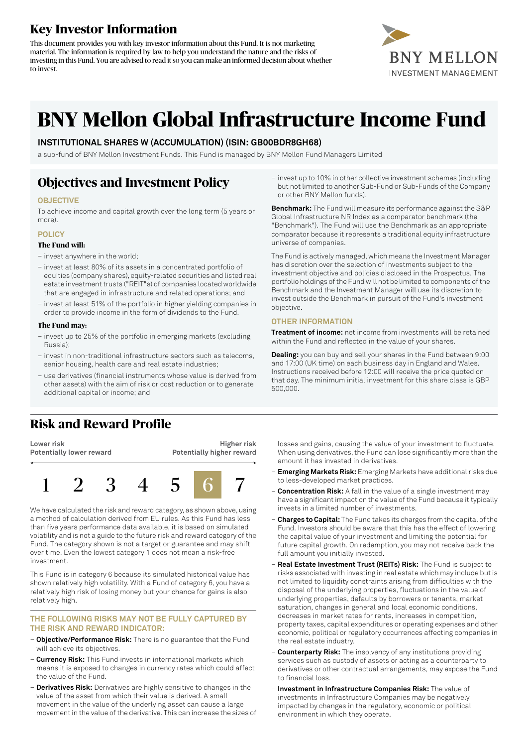# Key Investor Information

This document provides you with key investor information about this Fund. It is not marketing material. The information is required by law to help you understand the nature and the risks of investing in this Fund. You are advised to read it so you can make an informed decision about whether to invest.

BNY MELLON
INVESTMENT MANAGEMENT

# BNY Mellon Global Infrastructure Income Fund

**INSTITUTIONAL SHARES W (ACCUMULATION) (ISIN: GB00BDR8GH68)**

a sub-fund of BNY Mellon Investment Funds. This Fund is managed by BNY Mellon Fund Managers Limited

## Objectives and Investment Policy

### OBJECTIVE

To achieve income and capital growth over the long term (5 years or more).

### POLICY

**The Fund will:**

– invest anywhere in the world;

– invest at least 80% of its assets in a concentrated portfolio of equities (company shares), equity-related securities and listed real estate investment trusts ("REIT"s) of companies located worldwide that are engaged in infrastructure and related operations; and

– invest at least 51% of the portfolio in higher yielding companies in order to provide income in the form of dividends to the Fund.

**The Fund may:**

– invest up to 25% of the portfolio in emerging markets (excluding Russia);

– invest in non-traditional infrastructure sectors such as telecoms, senior housing, health care and real estate industries;

– use derivatives (financial instruments whose value is derived from other assets) with the aim of risk or cost reduction or to generate additional capital or income; and

– invest up to 10% in other collective investment schemes (including but not limited to another Sub-Fund or Sub-Funds of the Company or other BNY Mellon funds).

**Benchmark:** The Fund will measure its performance against the S&P Global Infrastructure NR Index as a comparator benchmark (the "Benchmark"). The Fund will use the Benchmark as an appropriate comparator because it represents a traditional equity infrastructure universe of companies.

The Fund is actively managed, which means the Investment Manager has discretion over the selection of investments subject to the investment objective and policies disclosed in the Prospectus. The portfolio holdings of the Fund will not be limited to components of the Benchmark and the Investment Manager will use its discretion to invest outside the Benchmark in pursuit of the Fund's investment objective.

### OTHER INFORMATION

**Treatment of income:** net income from investments will be retained within the Fund and reflected in the value of your shares.

**Dealing:** you can buy and sell your shares in the Fund between 9:00 and 17:00 (UK time) on each business day in England and Wales. Instructions received before 12:00 will receive the price quoted on that day. The minimum initial investment for this share class is GBP 500,000.

## Risk and Reward Profile

| Lower risk<br>Potentially lower reward | | | | | | Higher risk<br>Potentially higher reward |
|---|---|---|---|---|---|---|
| 1 | 2 | 3 | 4 | 5 | **6** | 7 |

We have calculated the risk and reward category, as shown above, using a method of calculation derived from EU rules. As this Fund has less than five years performance data available, it is based on simulated volatility and is not a guide to the future risk and reward category of the Fund. The category shown is not a target or guarantee and may shift over time. Even the lowest category 1 does not mean a risk-free investment.

This Fund is in category 6 because its simulated historical value has shown relatively high volatility. With a Fund of category 6, you have a relatively high risk of losing money but your chance for gains is also relatively high.

### THE FOLLOWING RISKS MAY NOT BE FULLY CAPTURED BY THE RISK AND REWARD INDICATOR:

– **Objective/Performance Risk:** There is no guarantee that the Fund will achieve its objectives.

– **Currency Risk:** This Fund invests in international markets which means it is exposed to changes in currency rates which could affect the value of the Fund.

– **Derivatives Risk:** Derivatives are highly sensitive to changes in the value of the asset from which their value is derived. A small movement in the value of the underlying asset can cause a large movement in the value of the derivative. This can increase the sizes of losses and gains, causing the value of your investment to fluctuate. When using derivatives, the Fund can lose significantly more than the amount it has invested in derivatives.

– **Emerging Markets Risk:** Emerging Markets have additional risks due to less-developed market practices.

– **Concentration Risk:** A fall in the value of a single investment may have a significant impact on the value of the Fund because it typically invests in a limited number of investments.

– **Charges to Capital:** The Fund takes its charges from the capital of the Fund. Investors should be aware that this has the effect of lowering the capital value of your investment and limiting the potential for future capital growth. On redemption, you may not receive back the full amount you initially invested.

– **Real Estate Investment Trust (REITs) Risk:** The Fund is subject to risks associated with investing in real estate which may include but is not limited to liquidity constraints arising from difficulties with the disposal of the underlying properties, fluctuations in the value of underlying properties, defaults by borrowers or tenants, market saturation, changes in general and local economic conditions, decreases in market rates for rents, increases in competition, property taxes, capital expenditures or operating expenses and other economic, political or regulatory occurrences affecting companies in the real estate industry.

– **Counterparty Risk:** The insolvency of any institutions providing services such as custody of assets or acting as a counterparty to derivatives or other contractual arrangements, may expose the Fund to financial loss.

– **Investment in Infrastructure Companies Risk:** The value of investments in Infrastructure Companies may be negatively impacted by changes in the regulatory, economic or political environment in which they operate.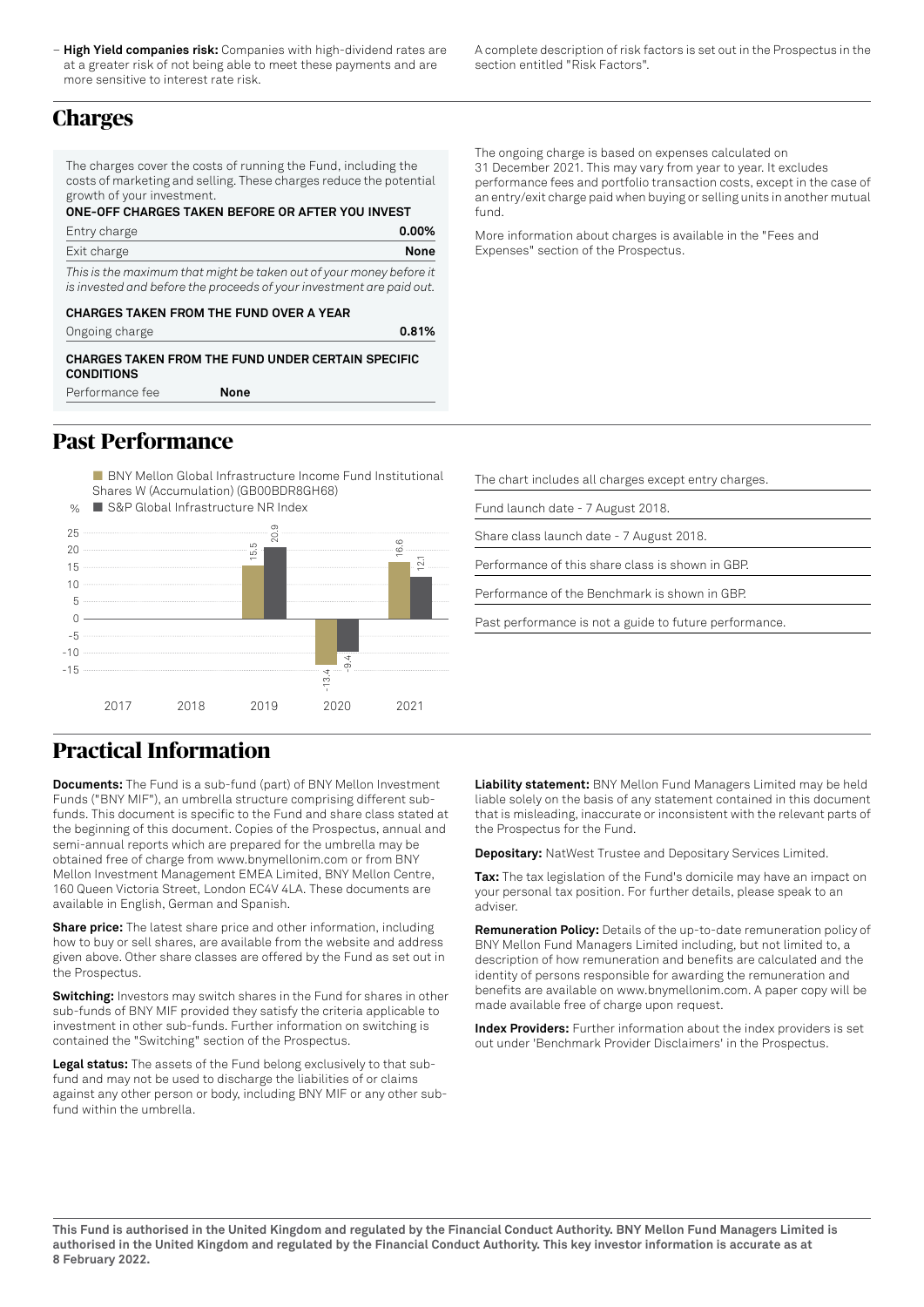– **High Yield companies risk:** Companies with high-dividend rates are at a greater risk of not being able to meet these payments and are more sensitive to interest rate risk.

A complete description of risk factors is set out in the Prospectus in the section entitled "Risk Factors".

## Charges

The charges cover the costs of running the Fund, including the costs of marketing and selling. These charges reduce the potential growth of your investment.

**ONE-OFF CHARGES TAKEN BEFORE OR AFTER YOU INVEST**

| | |
|---|---|
| Entry charge | **0.00%** |
| Exit charge | **None** |

*This is the maximum that might be taken out of your money before it is invested and before the proceeds of your investment are paid out.*

**CHARGES TAKEN FROM THE FUND OVER A YEAR**

| | |
|---|---|
| Ongoing charge | **0.81%** |

**CHARGES TAKEN FROM THE FUND UNDER CERTAIN SPECIFIC CONDITIONS**

| | |
|---|---|
| Performance fee | **None** |

The ongoing charge is based on expenses calculated on 31 December 2021. This may vary from year to year. It excludes performance fees and portfolio transaction costs, except in the case of an entry/exit charge paid when buying or selling units in another mutual fund.

More information about charges is available in the "Fees and Expenses" section of the Prospectus.

## Past Performance

BNY Mellon Global Infrastructure Income Fund Institutional Shares W (Accumulation) (GB00BDR8GH68)

S&P Global Infrastructure NR Index

%

25
20
15
10
5
0
-5
-10
-15

2017 2018 2019 2020 2021

15.5 20.9 -13.4 -9.4 16.6 12.1

The chart includes all charges except entry charges.

Fund launch date - 7 August 2018.

Share class launch date - 7 August 2018.

Performance of this share class is shown in GBP.

Performance of the Benchmark is shown in GBP.

Past performance is not a guide to future performance.

## Practical Information

**Documents:** The Fund is a sub-fund (part) of BNY Mellon Investment Funds ("BNY MIF"), an umbrella structure comprising different sub-funds. This document is specific to the Fund and share class stated at the beginning of this document. Copies of the Prospectus, annual and semi-annual reports which are prepared for the umbrella may be obtained free of charge from www.bnymellonim.com or from BNY Mellon Investment Management EMEA Limited, BNY Mellon Centre, 160 Queen Victoria Street, London EC4V 4LA. These documents are available in English, German and Spanish.

**Share price:** The latest share price and other information, including how to buy or sell shares, are available from the website and address given above. Other share classes are offered by the Fund as set out in the Prospectus.

**Switching:** Investors may switch shares in the Fund for shares in other sub-funds of BNY MIF provided they satisfy the criteria applicable to investment in other sub-funds. Further information on switching is contained the "Switching" section of the Prospectus.

**Legal status:** The assets of the Fund belong exclusively to that sub-fund and may not be used to discharge the liabilities of or claims against any other person or body, including BNY MIF or any other sub-fund within the umbrella.

**Liability statement:** BNY Mellon Fund Managers Limited may be held liable solely on the basis of any statement contained in this document that is misleading, inaccurate or inconsistent with the relevant parts of the Prospectus for the Fund.

**Depositary:** NatWest Trustee and Depositary Services Limited.

**Tax:** The tax legislation of the Fund's domicile may have an impact on your personal tax position. For further details, please speak to an adviser.

**Remuneration Policy:** Details of the up-to-date remuneration policy of BNY Mellon Fund Managers Limited including, but not limited to, a description of how remuneration and benefits are calculated and the identity of persons responsible for awarding the remuneration and benefits are available on www.bnymellonim.com. A paper copy will be made available free of charge upon request.

**Index Providers:** Further information about the index providers is set out under 'Benchmark Provider Disclaimers' in the Prospectus.

**This Fund is authorised in the United Kingdom and regulated by the Financial Conduct Authority. BNY Mellon Fund Managers Limited is authorised in the United Kingdom and regulated by the Financial Conduct Authority. This key investor information is accurate as at 8 February 2022.**